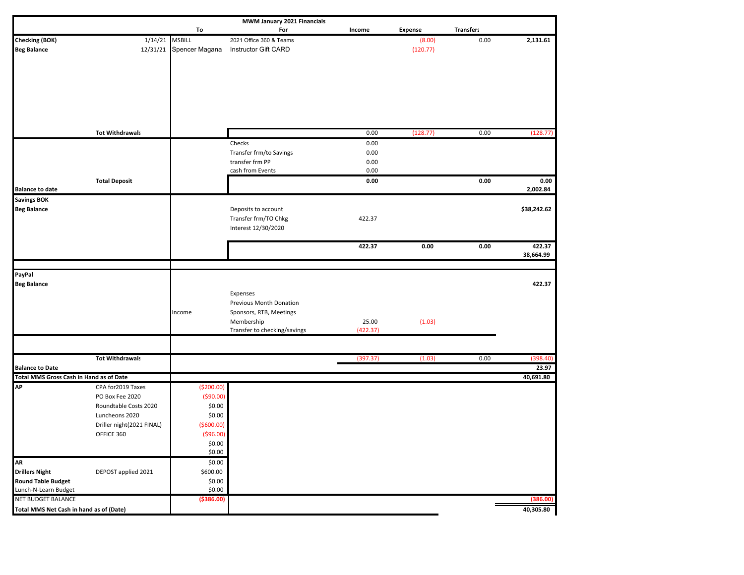| | | To | MWM January 2021 Financials<br>For | Income | Expense | Transfers | |
|---|---|---|---|---|---|---|---|
| **Checking (BOK)** | 1/14/21 | MSBILL | 2021 Office 360 & Teams | | (8.00) | 0.00 | **2,131.61** |
| **Beg Balance** | 12/31/21 | Spencer Magana | Instructor Gift CARD | | (120.77) | | |
| | **Tot Withdrawals** | | | 0.00 | (128.77) | 0.00 | (128.77) |
| | | | Checks | 0.00 | | | |
| | | | Transfer frm/to Savings | 0.00 | | | |
| | | | transfer frm PP | 0.00 | | | |
| | | | cash from Events | 0.00 | | | |
| | **Total Deposit** | | | **0.00** | | **0.00** | **0.00** |
| **Balance to date** | | | | | | | **2,002.84** |
| **Savings BOK** | | | | | | | |
| **Beg Balance** | | | Deposits to account | | | | **$38,242.62** |
| | | | Transfer frm/TO Chkg | 422.37 | | | |
| | | | Interest 12/30/2020 | | | | |
| | | | | **422.37** | **0.00** | **0.00** | **422.37** |
| | | | | | | | **38,664.99** |
| **PayPal** | | | | | | | |
| **Beg Balance** | | | | | | | **422.37** |
| | | | Expenses | | | | |
| | | | Previous Month Donation | | | | |
| | | Income | Sponsors, RTB, Meetings | | | | |
| | | | Membership | 25.00 | (1.03) | | |
| | | | Transfer to checking/savings | (422.37) | | | |
| | **Tot Withdrawals** | | | (397.37) | (1.03) | 0.00 | (398.40) |
| **Balance to Date** | | | | | | | **23.97** |
| **Total MMS Gross Cash in Hand as of Date** | | | | | | | **40,691.80** |
| **AP** | CPA for2019 Taxes | ($200.00) | | | | | |
| | PO Box Fee 2020 | ($90.00) | | | | | |
| | Roundtable Costs 2020 | $0.00 | | | | | |
| | Luncheons 2020 | $0.00 | | | | | |
| | Driller night(2021 FINAL) | ($600.00) | | | | | |
| | OFFICE 360 | ($96.00) | | | | | |
| | | $0.00 | | | | | |
| | | $0.00 | | | | | |
| **AR** | | $0.00 | | | | | |
| **Drillers Night** | DEPOST applied 2021 | $600.00 | | | | | |
| **Round Table Budget** | | $0.00 | | | | | |
| Lunch-N-Learn Budget | | $0.00 | | | | | |
| NET BUDGET BALANCE | | **($386.00)** | | | | | **(386.00)** |
| **Total MMS Net Cash in hand as of (Date)** | | | | | | | **40,305.80** |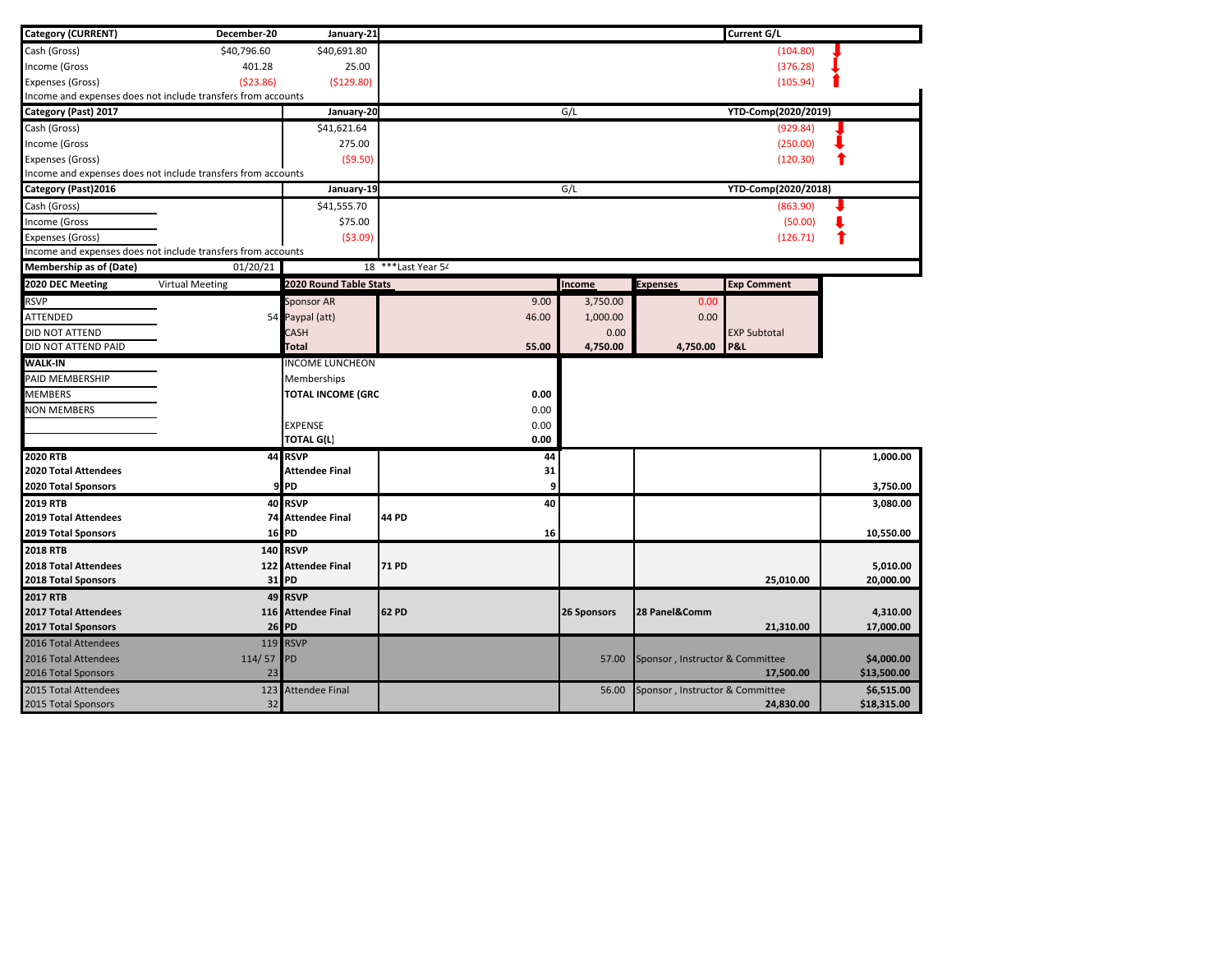| Category (CURRENT) | December-20 | January-21 | | | | Current G/L | |
|---|---|---|---|---|---|---|---|
| Cash (Gross) | $40,796.60 | $40,691.80 | | | | (104.80) | ⬇ |
| Income (Gross | 401.28 | 25.00 | | | | (376.28) | ⬇ |
| Expenses (Gross) | ($23.86) | ($129.80) | | | | (105.94) | ⬆ |
| Income and expenses does not include transfers from accounts | | | | | | | |
| Category (Past) 2017 | | January-20 | | G/L | | YTD-Comp(2020/2019) | |
| Cash (Gross) | | $41,621.64 | | | | (929.84) | ⬇ |
| Income (Gross | | 275.00 | | | | (250.00) | ⬇ |
| Expenses (Gross) | | ($9.50) | | | | (120.30) | ⬆ |
| Income and expenses does not include transfers from accounts | | | | | | | |
| Category (Past)2016 | | January-19 | | G/L | | YTD-Comp(2020/2018) | |
| Cash (Gross) | | $41,555.70 | | | | (863.90) | ⬇ |
| Income (Gross | | $75.00 | | | | (50.00) | ⬇ |
| Expenses (Gross) | | ($3.09) | | | | (126.71) | ⬆ |
| Income and expenses does not include transfers from accounts | | | | | | | |
| Membership as of (Date) | 01/20/21 | 18 | ***Last Year 54 | | | | |

| 2020 DEC Meeting | Virtual Meeting | 2020 Round Table Stats | | Income | Expenses | Exp Comment | |
|---|---|---|---|---|---|---|---|
| RSVP | | Sponsor AR | 9.00 | 3,750.00 | 0.00 | | |
| ATTENDED | 54 | Paypal (att) | 46.00 | 1,000.00 | 0.00 | | |
| DID NOT ATTEND | | CASH | | 0.00 | | EXP Subtotal | |
| DID NOT ATTEND PAID | | Total | 55.00 | 4,750.00 | 4,750.00 | P&L | |
| WALK-IN | | INCOME LUNCHEON | | | | | |
| PAID MEMBERSHIP | | Memberships | | | | | |
| MEMBERS | | TOTAL INCOME (GRC | 0.00 | | | | |
| NON MEMBERS | | | 0.00 | | | | |
| | | EXPENSE | 0.00 | | | | |
| | | TOTAL G(L) | 0.00 | | | | |
| 2020 RTB | 44 | RSVP | 44 | | | | 1,000.00 |
| 2020 Total Attendees | | Attendee Final | 31 | | | | |
| 2020 Total Sponsors | 9 | PD | 9 | | | | 3,750.00 |
| 2019 RTB | 40 | RSVP | 40 | | | | 3,080.00 |
| 2019 Total Attendees | 74 | Attendee Final | 44 PD | | | | |
| 2019 Total Sponsors | 16 | PD | 16 | | | | 10,550.00 |
| 2018 RTB | 140 | RSVP | | | | | |
| 2018 Total Attendees | 122 | Attendee Final | 71 PD | | | | 5,010.00 |
| 2018 Total Sponsors | 31 | PD | | | | 25,010.00 | 20,000.00 |
| 2017 RTB | 49 | RSVP | | | | | |
| 2017 Total Attendees | 116 | Attendee Final | 62 PD | 26 Sponsors | 28 Panel&Comm | | 4,310.00 |
| 2017 Total Sponsors | 26 | PD | | | | 21,310.00 | 17,000.00 |
| 2016 Total Attendees | 119 | RSVP | | | | | |
| 2016 Total Attendees | 114/ 57 | PD | | 57.00 | Sponsor , Instructor & Committee | | $4,000.00 |
| 2016 Total Sponsors | 23 | | | | | 17,500.00 | $13,500.00 |
| 2015 Total Attendees | 123 | Attendee Final | | 56.00 | Sponsor , Instructor & Committee | | $6,515.00 |
| 2015 Total Sponsors | 32 | | | | | 24,830.00 | $18,315.00 |